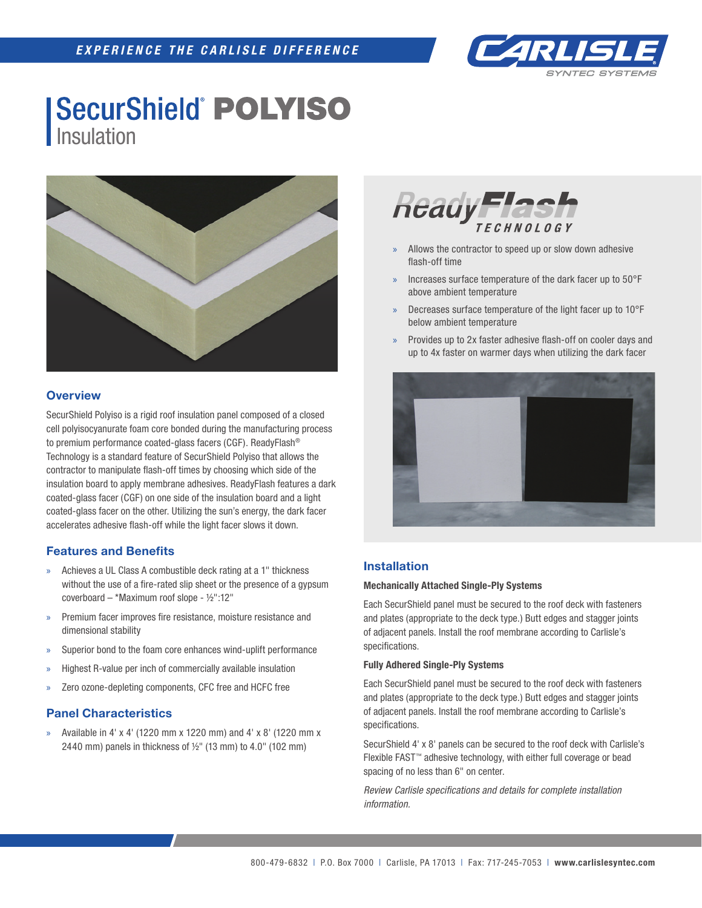# SecurShield® POLYISO Insulation

## Overview

SecurShield Polyiso is a rigid roof insulation panel composed of a closed cell polyisocyanurate foam core bonded during the manufacturing process to premium performance coated-glass facers (CGF). ReadyFlash® Technology is a standard feature of SecurShield Polyiso that allows the contractor to manipulate flash-off times by choosing which side of the insulation board to apply membrane adhesives. ReadyFlash features a dark coated-glass facer (CGF) on one side of the insulation board and a light coated-glass facer on the other. Utilizing the sun's energy, the dark facer accelerates adhesive flash-off while the light facer slows it down.

## Features and Benefits

- Achieves a UL Class A combustible deck rating at a 1" thickness without the use of a fire-rated slip sheet or the presence of a gypsum coverboard – *Maximum roof slope - ½":12"
- Premium facer improves fire resistance, moisture resistance and dimensional stability
- Superior bond to the foam core enhances wind-uplift performance
- Highest R-value per inch of commercially available insulation
- Zero ozone-depleting components, CFC free and HCFC free

## Panel Characteristics

- Available in 4' x 4' (1220 mm x 1220 mm) and 4' x 8' (1220 mm x 2440 mm) panels in thickness of ½" (13 mm) to 4.0" (102 mm)

## ReadyFlash TECHNOLOGY

- Allows the contractor to speed up or slow down adhesive flash-off time
- Increases surface temperature of the dark facer up to 50°F above ambient temperature
- Decreases surface temperature of the light facer up to 10°F below ambient temperature
- Provides up to 2x faster adhesive flash-off on cooler days and up to 4x faster on warmer days when utilizing the dark facer

## Installation

### Mechanically Attached Single-Ply Systems

Each SecurShield panel must be secured to the roof deck with fasteners and plates (appropriate to the deck type.) Butt edges and stagger joints of adjacent panels. Install the roof membrane according to Carlisle's specifications.

### Fully Adhered Single-Ply Systems

Each SecurShield panel must be secured to the roof deck with fasteners and plates (appropriate to the deck type.) Butt edges and stagger joints of adjacent panels. Install the roof membrane according to Carlisle's specifications.

SecurShield 4' x 8' panels can be secured to the roof deck with Carlisle's Flexible FAST™ adhesive technology, with either full coverage or bead spacing of no less than 6" on center.

*Review Carlisle specifications and details for complete installation information.*

800-479-6832 | P.O. Box 7000 | Carlisle, PA 17013 | Fax: 717-245-7053 | **www.carlislesyntec.com**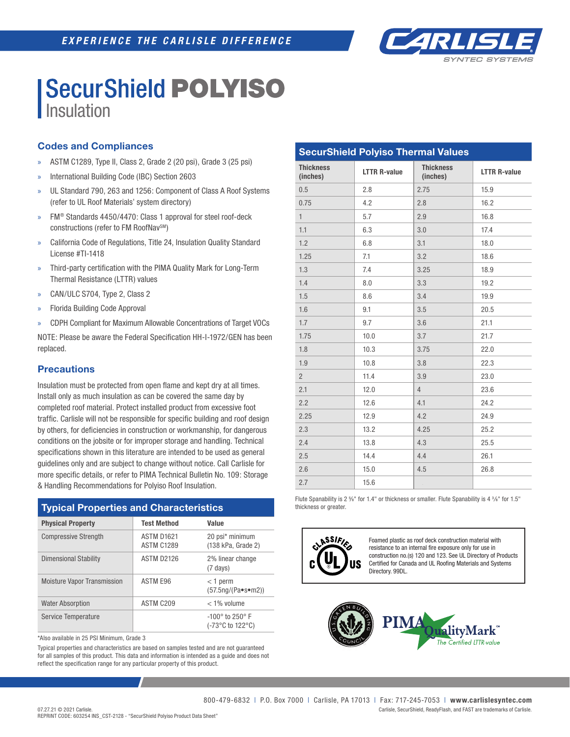# SecurShield POLYISO Insulation

## Codes and Compliances

- ASTM C1289, Type II, Class 2, Grade 2 (20 psi), Grade 3 (25 psi)
- International Building Code (IBC) Section 2603
- UL Standard 790, 263 and 1256: Component of Class A Roof Systems (refer to UL Roof Materials' system directory)
- FM® Standards 4450/4470: Class 1 approval for steel roof-deck constructions (refer to FM RoofNav℠)
- California Code of Regulations, Title 24, Insulation Quality Standard License #TI-1418
- Third-party certification with the PIMA Quality Mark for Long-Term Thermal Resistance (LTTR) values
- CAN/ULC S704, Type 2, Class 2
- Florida Building Code Approval
- CDPH Compliant for Maximum Allowable Concentrations of Target VOCs

NOTE: Please be aware the Federal Specification HH-I-1972/GEN has been replaced.

## Precautions

Insulation must be protected from open flame and kept dry at all times. Install only as much insulation as can be covered the same day by completed roof material. Protect installed product from excessive foot traffic. Carlisle will not be responsible for specific building and roof design by others, for deficiencies in construction or workmanship, for dangerous conditions on the jobsite or for improper storage and handling. Technical specifications shown in this literature are intended to be used as general guidelines only and are subject to change without notice. Call Carlisle for more specific details, or refer to PIMA Technical Bulletin No. 109: Storage & Handling Recommendations for Polyiso Roof Insulation.

## Typical Properties and Characteristics

| Physical Property | Test Method | Value |
|---|---|---|
| Compressive Strength | ASTM D1621<br>ASTM C1289 | 20 psi* minimum<br>(138 kPa, Grade 2) |
| Dimensional Stability | ASTM D2126 | 2% linear change<br>(7 days) |
| Moisture Vapor Transmission | ASTM E96 | < 1 perm<br>(57.5ng/(Pa•s•m2)) |
| Water Absorption | ASTM C209 | < 1% volume |
| Service Temperature | | -100° to 250° F<br>(-73°C to 122°C) |

*Also available in 25 PSI Minimum, Grade 3

Typical properties and characteristics are based on samples tested and are not guaranteed for all samples of this product. This data and information is intended as a guide and does not reflect the specification range for any particular property of this product.

## SecurShield Polyiso Thermal Values

| Thickness (inches) | LTTR R-value | Thickness (inches) | LTTR R-value |
|---|---|---|---|
| 0.5 | 2.8 | 2.75 | 15.9 |
| 0.75 | 4.2 | 2.8 | 16.2 |
| 1 | 5.7 | 2.9 | 16.8 |
| 1.1 | 6.3 | 3.0 | 17.4 |
| 1.2 | 6.8 | 3.1 | 18.0 |
| 1.25 | 7.1 | 3.2 | 18.6 |
| 1.3 | 7.4 | 3.25 | 18.9 |
| 1.4 | 8.0 | 3.3 | 19.2 |
| 1.5 | 8.6 | 3.4 | 19.9 |
| 1.6 | 9.1 | 3.5 | 20.5 |
| 1.7 | 9.7 | 3.6 | 21.1 |
| 1.75 | 10.0 | 3.7 | 21.7 |
| 1.8 | 10.3 | 3.75 | 22.0 |
| 1.9 | 10.8 | 3.8 | 22.3 |
| 2 | 11.4 | 3.9 | 23.0 |
| 2.1 | 12.0 | 4 | 23.6 |
| 2.2 | 12.6 | 4.1 | 24.2 |
| 2.25 | 12.9 | 4.2 | 24.9 |
| 2.3 | 13.2 | 4.25 | 25.2 |
| 2.4 | 13.8 | 4.3 | 25.5 |
| 2.5 | 14.4 | 4.4 | 26.1 |
| 2.6 | 15.0 | 4.5 | 26.8 |
| 2.7 | 15.6 | | |

Flute Spanability is 2 ⅝" for 1.4" or thickness or smaller. Flute Spanability is 4 ⅜" for 1.5" thickness or greater.

Foamed plastic as roof deck construction material with resistance to an internal fire exposure only for use in construction no.(s) 120 and 123. See UL Directory of Products Certified for Canada and UL Roofing Materials and Systems Directory. 99DL.

PIMA QualityMark℠ The Certified LTTR-value

800-479-6832 | P.O. Box 7000 | Carlisle, PA 17013 | Fax: 717-245-7053 | www.carlislesyntec.com

07.27.21 © 2021 Carlisle.
REPRINT CODE: 603254 INS_CST-2128 - "SecurShield Polyiso Product Data Sheet"

Carlisle, SecurShield, ReadyFlash, and FAST are trademarks of Carlisle.